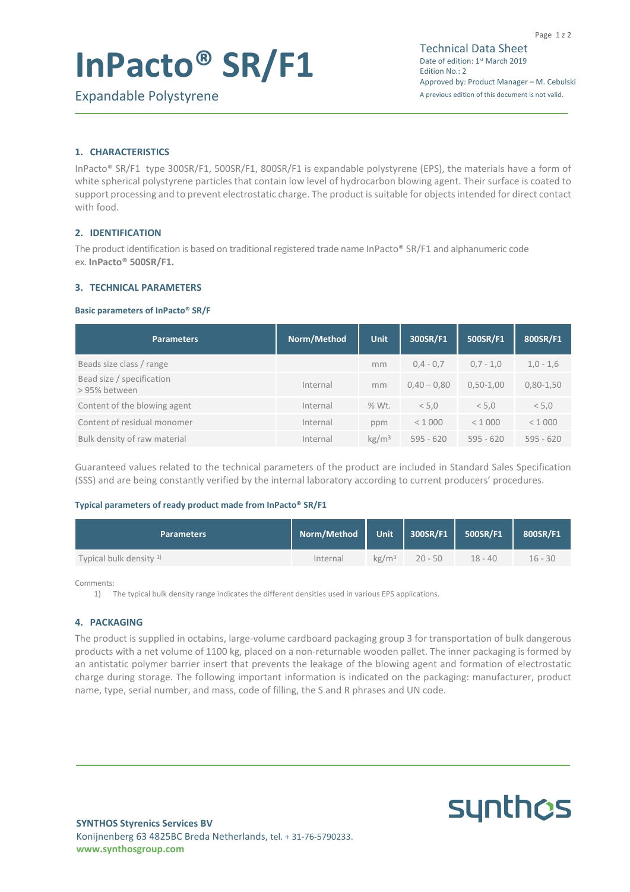# InPacto® SR/F1

Expandable Polystyrene

Technical Data Sheet
Date of edition: 1st March 2019
Edition No.: 2
Approved by: Product Manager – M. Cebulski
A previous edition of this document is not valid.

## 1. CHARACTERISTICS

InPacto® SR/F1 type 300SR/F1, 500SR/F1, 800SR/F1 is expandable polystyrene (EPS), the materials have a form of white spherical polystyrene particles that contain low level of hydrocarbon blowing agent. Their surface is coated to support processing and to prevent electrostatic charge. The product is suitable for objects intended for direct contact with food.

## 2. IDENTIFICATION

The product identification is based on traditional registered trade name InPacto® SR/F1 and alphanumeric code ex. **InPacto® 500SR/F1.**

## 3. TECHNICAL PARAMETERS

**Basic parameters of InPacto® SR/F**

| Parameters | Norm/Method | Unit | 300SR/F1 | 500SR/F1 | 800SR/F1 |
|---|---|---|---|---|---|
| Beads size class / range | | mm | 0,4 - 0,7 | 0,7 - 1,0 | 1,0 - 1,6 |
| Bead size / specification > 95% between | Internal | mm | 0,40 – 0,80 | 0,50-1,00 | 0,80-1,50 |
| Content of the blowing agent | Internal | % Wt. | < 5,0 | < 5,0 | < 5,0 |
| Content of residual monomer | Internal | ppm | < 1 000 | < 1 000 | < 1 000 |
| Bulk density of raw material | Internal | kg/m³ | 595 - 620 | 595 - 620 | 595 - 620 |

Guaranteed values related to the technical parameters of the product are included in Standard Sales Specification (SSS) and are being constantly verified by the internal laboratory according to current producers' procedures.

**Typical parameters of ready product made from InPacto® SR/F1**

| Parameters | Norm/Method | Unit | 300SR/F1 | 500SR/F1 | 800SR/F1 |
|---|---|---|---|---|---|
| Typical bulk density [1] | Internal | kg/m³ | 20 - 50 | 18 - 40 | 16 - 30 |

Comments:

1) The typical bulk density range indicates the different densities used in various EPS applications.

## 4. PACKAGING

The product is supplied in octabins, large-volume cardboard packaging group 3 for transportation of bulk dangerous products with a net volume of 1100 kg, placed on a non-returnable wooden pallet. The inner packaging is formed by an antistatic polymer barrier insert that prevents the leakage of the blowing agent and formation of electrostatic charge during storage. The following important information is indicated on the packaging: manufacturer, product name, type, serial number, and mass, code of filling, the S and R phrases and UN code.

**SYNTHOS Styrenics Services BV**
Konijnenberg 63 4825BC Breda Netherlands, tel. + 31-76-5790233.
**www.synthosgroup.com**

synthos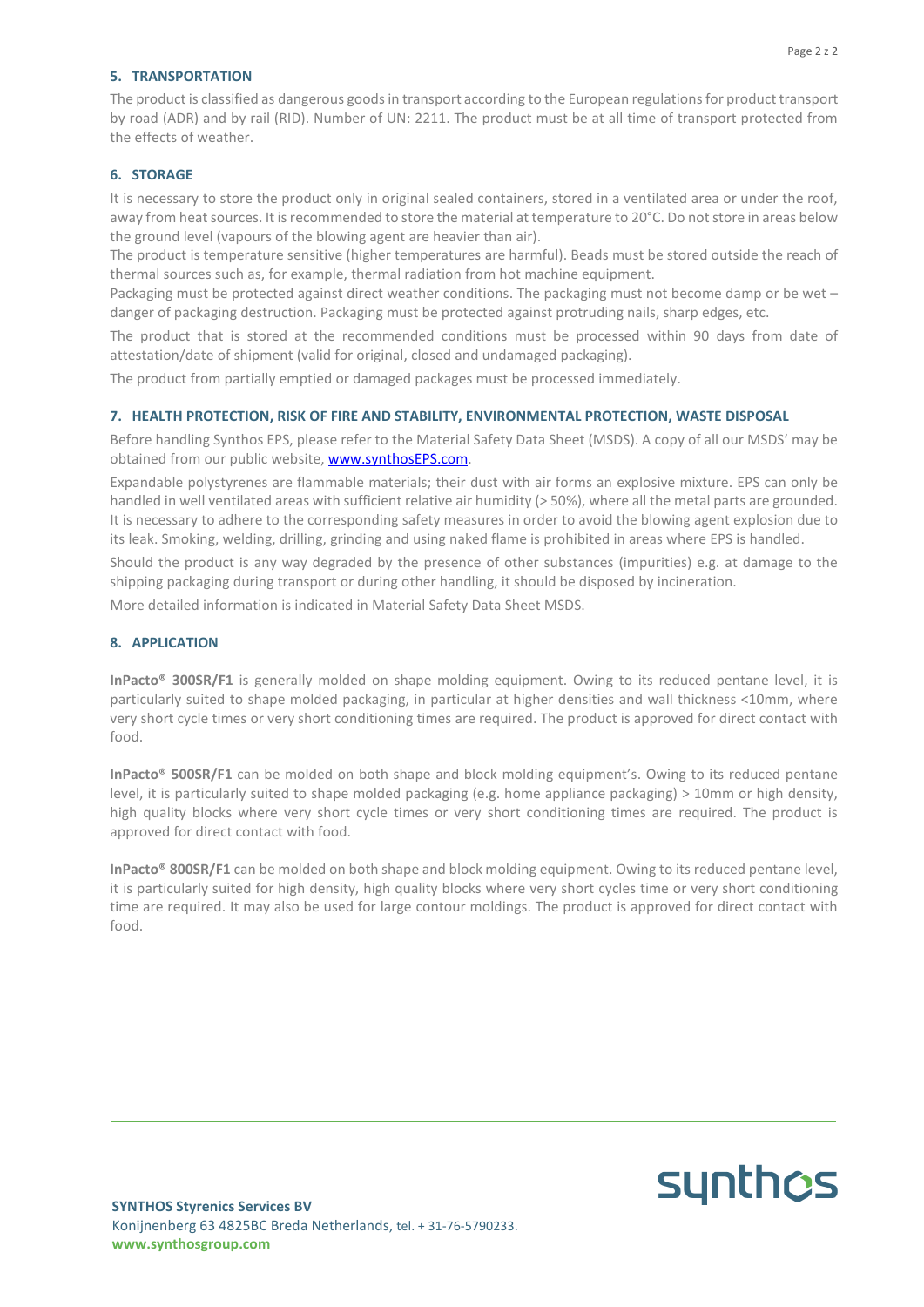## 5. TRANSPORTATION

The product is classified as dangerous goods in transport according to the European regulations for product transport by road (ADR) and by rail (RID). Number of UN: 2211. The product must be at all time of transport protected from the effects of weather.

## 6. STORAGE

It is necessary to store the product only in original sealed containers, stored in a ventilated area or under the roof, away from heat sources. It is recommended to store the material at temperature to 20°C. Do not store in areas below the ground level (vapours of the blowing agent are heavier than air).

The product is temperature sensitive (higher temperatures are harmful). Beads must be stored outside the reach of thermal sources such as, for example, thermal radiation from hot machine equipment.

Packaging must be protected against direct weather conditions. The packaging must not become damp or be wet – danger of packaging destruction. Packaging must be protected against protruding nails, sharp edges, etc.

The product that is stored at the recommended conditions must be processed within 90 days from date of attestation/date of shipment (valid for original, closed and undamaged packaging).

The product from partially emptied or damaged packages must be processed immediately.

## 7. HEALTH PROTECTION, RISK OF FIRE AND STABILITY, ENVIRONMENTAL PROTECTION, WASTE DISPOSAL

Before handling Synthos EPS, please refer to the Material Safety Data Sheet (MSDS). A copy of all our MSDS' may be obtained from our public website, www.synthosEPS.com.

Expandable polystyrenes are flammable materials; their dust with air forms an explosive mixture. EPS can only be handled in well ventilated areas with sufficient relative air humidity (> 50%), where all the metal parts are grounded. It is necessary to adhere to the corresponding safety measures in order to avoid the blowing agent explosion due to its leak. Smoking, welding, drilling, grinding and using naked flame is prohibited in areas where EPS is handled.

Should the product is any way degraded by the presence of other substances (impurities) e.g. at damage to the shipping packaging during transport or during other handling, it should be disposed by incineration.

More detailed information is indicated in Material Safety Data Sheet MSDS.

## 8. APPLICATION

**InPacto® 300SR/F1** is generally molded on shape molding equipment. Owing to its reduced pentane level, it is particularly suited to shape molded packaging, in particular at higher densities and wall thickness <10mm, where very short cycle times or very short conditioning times are required. The product is approved for direct contact with food.

**InPacto® 500SR/F1** can be molded on both shape and block molding equipment's. Owing to its reduced pentane level, it is particularly suited to shape molded packaging (e.g. home appliance packaging) > 10mm or high density, high quality blocks where very short cycle times or very short conditioning times are required. The product is approved for direct contact with food.

**InPacto® 800SR/F1** can be molded on both shape and block molding equipment. Owing to its reduced pentane level, it is particularly suited for high density, high quality blocks where very short cycles time or very short conditioning time are required. It may also be used for large contour moldings. The product is approved for direct contact with food.

**SYNTHOS Styrenics Services BV**
Konijnenberg 63 4825BC Breda Netherlands, tel. + 31-76-5790233.
**www.synthosgroup.com**